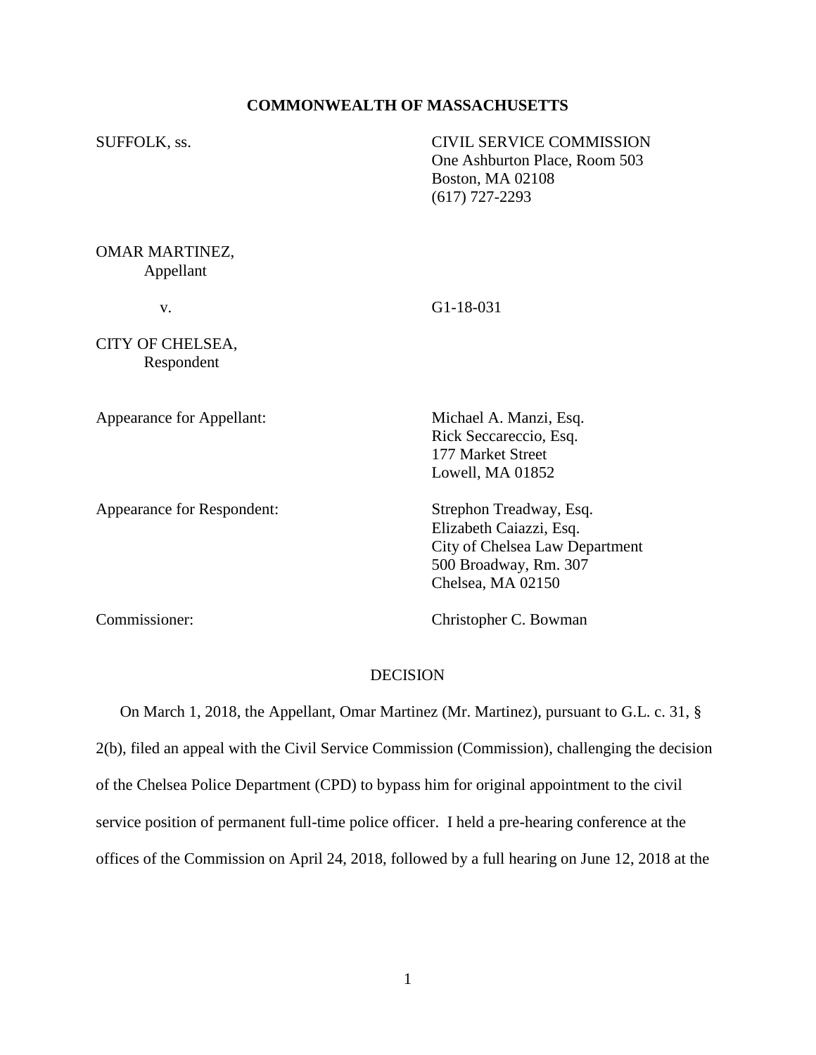**COMMONWEALTH OF MASSACHUSETTS**

SUFFOLK, ss.

CIVIL SERVICE COMMISSION
One Ashburton Place, Room 503
Boston, MA 02108
(617) 727-2293

OMAR MARTINEZ,
Appellant

v. G1-18-031

CITY OF CHELSEA,
Respondent

Appearance for Appellant: Michael A. Manzi, Esq.
Rick Seccareccio, Esq.
177 Market Street
Lowell, MA 01852

Appearance for Respondent: Strephon Treadway, Esq.
Elizabeth Caiazzi, Esq.
City of Chelsea Law Department
500 Broadway, Rm. 307
Chelsea, MA 02150

Commissioner: Christopher C. Bowman

DECISION

On March 1, 2018, the Appellant, Omar Martinez (Mr. Martinez), pursuant to G.L. c. 31, § 2(b), filed an appeal with the Civil Service Commission (Commission), challenging the decision of the Chelsea Police Department (CPD) to bypass him for original appointment to the civil service position of permanent full-time police officer. I held a pre-hearing conference at the offices of the Commission on April 24, 2018, followed by a full hearing on June 12, 2018 at the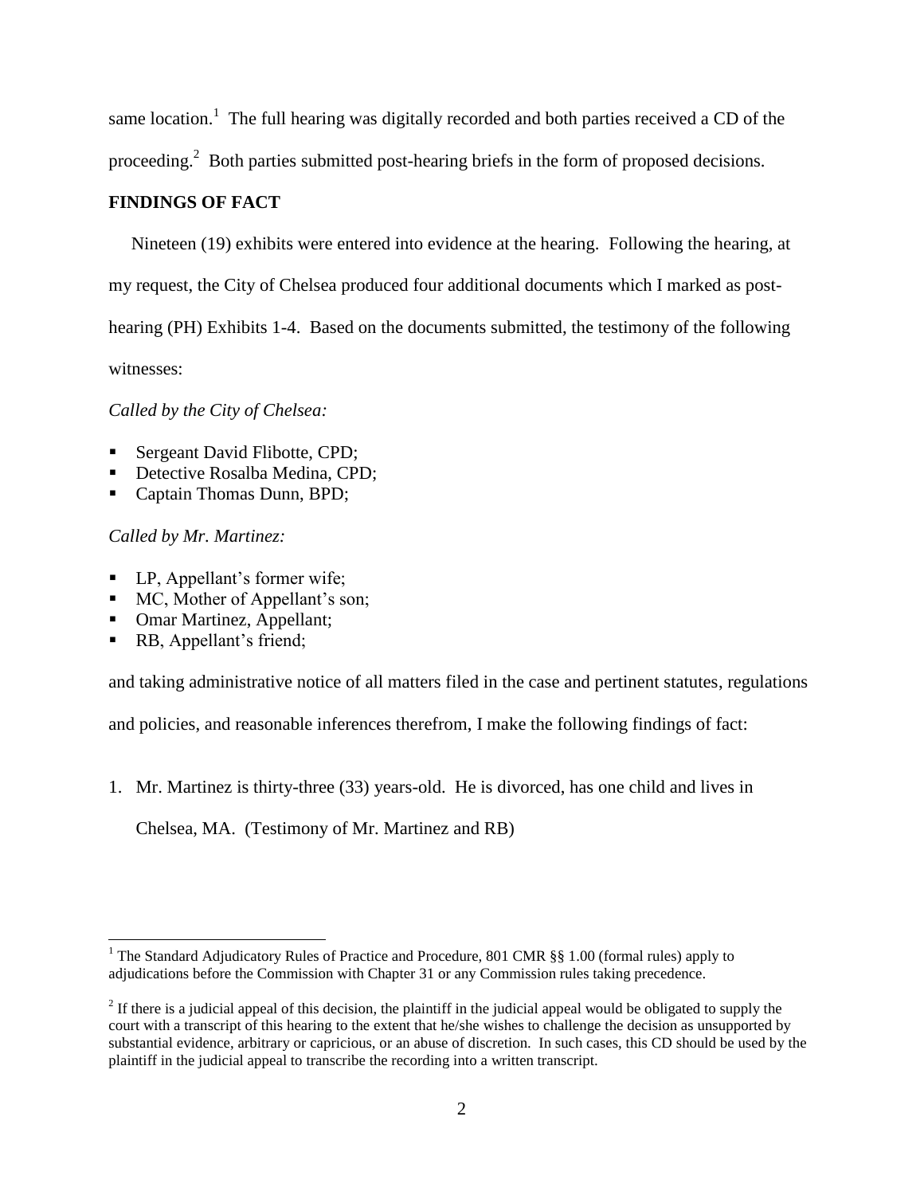same location.[1] The full hearing was digitally recorded and both parties received a CD of the proceeding.[2] Both parties submitted post-hearing briefs in the form of proposed decisions.

**FINDINGS OF FACT**

Nineteen (19) exhibits were entered into evidence at the hearing. Following the hearing, at my request, the City of Chelsea produced four additional documents which I marked as post-hearing (PH) Exhibits 1-4. Based on the documents submitted, the testimony of the following witnesses:

*Called by the City of Chelsea:*

- Sergeant David Flibotte, CPD;
- Detective Rosalba Medina, CPD;
- Captain Thomas Dunn, BPD;

*Called by Mr. Martinez:*

- LP, Appellant's former wife;
- MC, Mother of Appellant's son;
- Omar Martinez, Appellant;
- RB, Appellant's friend;

and taking administrative notice of all matters filed in the case and pertinent statutes, regulations and policies, and reasonable inferences therefrom, I make the following findings of fact:

1. Mr. Martinez is thirty-three (33) years-old. He is divorced, has one child and lives in Chelsea, MA. (Testimony of Mr. Martinez and RB)

---

[1] The Standard Adjudicatory Rules of Practice and Procedure, 801 CMR §§ 1.00 (formal rules) apply to adjudications before the Commission with Chapter 31 or any Commission rules taking precedence.

[2] If there is a judicial appeal of this decision, the plaintiff in the judicial appeal would be obligated to supply the court with a transcript of this hearing to the extent that he/she wishes to challenge the decision as unsupported by substantial evidence, arbitrary or capricious, or an abuse of discretion. In such cases, this CD should be used by the plaintiff in the judicial appeal to transcribe the recording into a written transcript.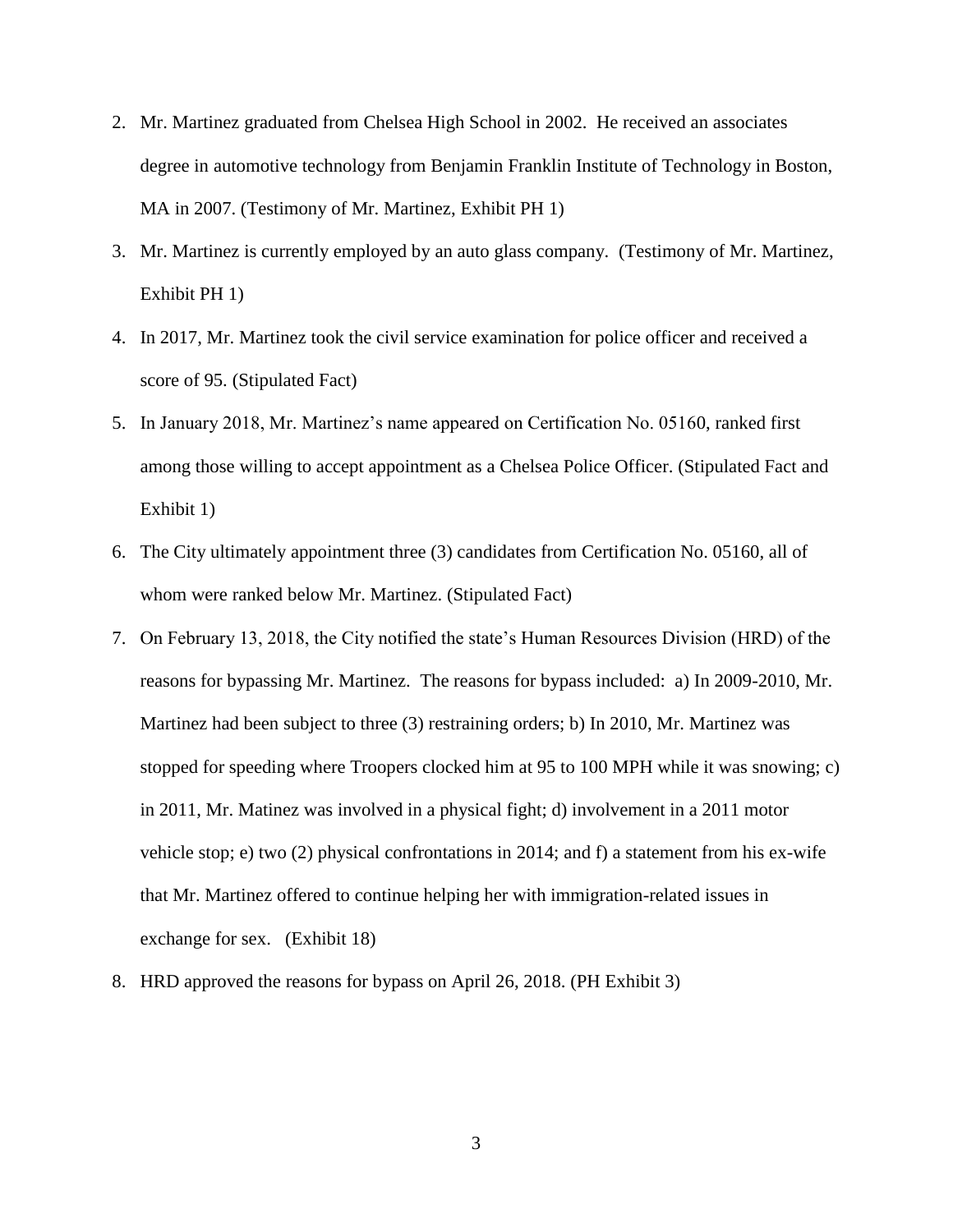2. Mr. Martinez graduated from Chelsea High School in 2002. He received an associates degree in automotive technology from Benjamin Franklin Institute of Technology in Boston, MA in 2007. (Testimony of Mr. Martinez, Exhibit PH 1)
3. Mr. Martinez is currently employed by an auto glass company. (Testimony of Mr. Martinez, Exhibit PH 1)
4. In 2017, Mr. Martinez took the civil service examination for police officer and received a score of 95. (Stipulated Fact)
5. In January 2018, Mr. Martinez's name appeared on Certification No. 05160, ranked first among those willing to accept appointment as a Chelsea Police Officer. (Stipulated Fact and Exhibit 1)
6. The City ultimately appointment three (3) candidates from Certification No. 05160, all of whom were ranked below Mr. Martinez. (Stipulated Fact)
7. On February 13, 2018, the City notified the state's Human Resources Division (HRD) of the reasons for bypassing Mr. Martinez. The reasons for bypass included: a) In 2009-2010, Mr. Martinez had been subject to three (3) restraining orders; b) In 2010, Mr. Martinez was stopped for speeding where Troopers clocked him at 95 to 100 MPH while it was snowing; c) in 2011, Mr. Matinez was involved in a physical fight; d) involvement in a 2011 motor vehicle stop; e) two (2) physical confrontations in 2014; and f) a statement from his ex-wife that Mr. Martinez offered to continue helping her with immigration-related issues in exchange for sex. (Exhibit 18)
8. HRD approved the reasons for bypass on April 26, 2018. (PH Exhibit 3)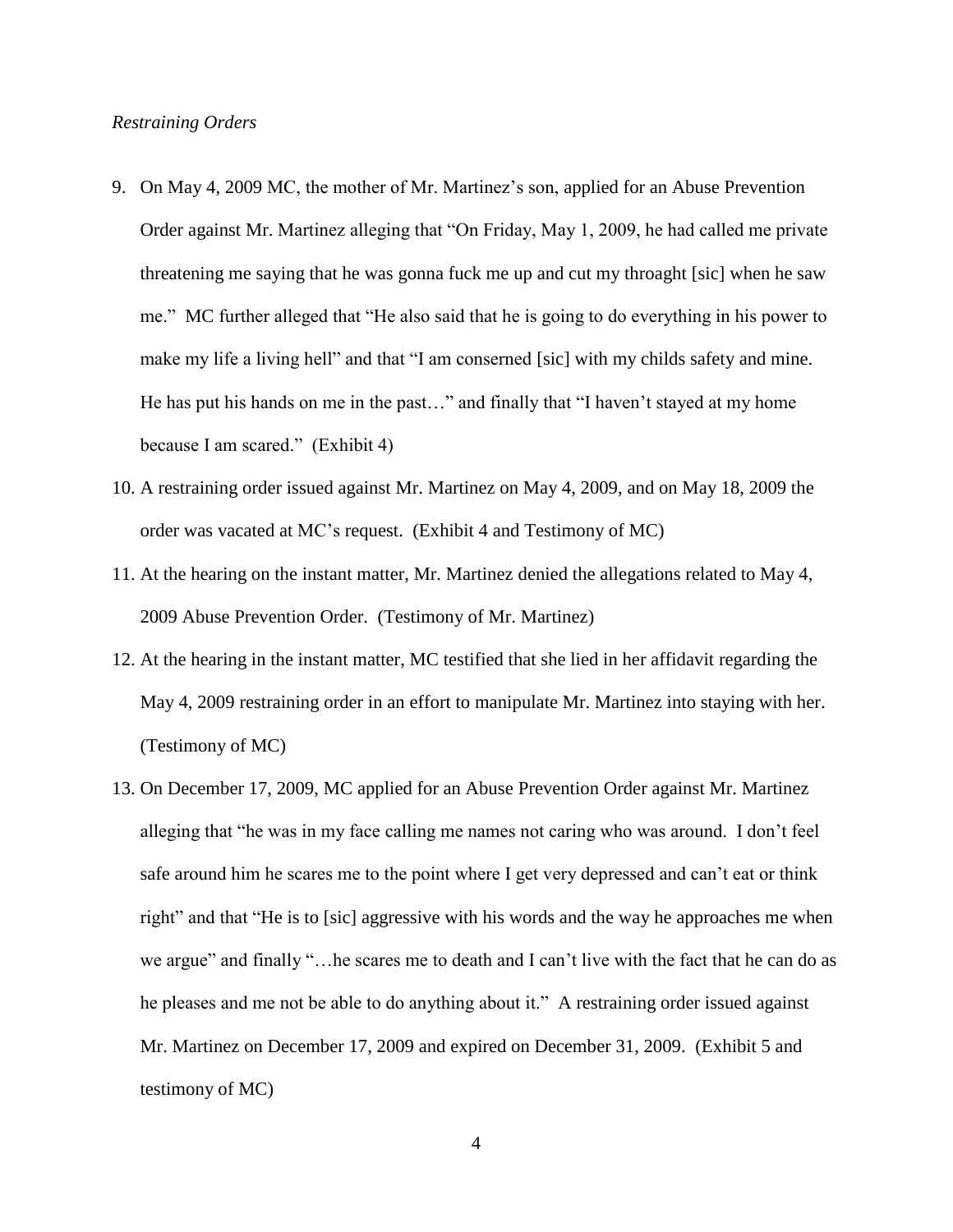*Restraining Orders*

9. On May 4, 2009 MC, the mother of Mr. Martinez's son, applied for an Abuse Prevention Order against Mr. Martinez alleging that "On Friday, May 1, 2009, he had called me private threatening me saying that he was gonna fuck me up and cut my throaght [sic] when he saw me." MC further alleged that "He also said that he is going to do everything in his power to make my life a living hell" and that "I am conserned [sic] with my childs safety and mine. He has put his hands on me in the past…" and finally that "I haven't stayed at my home because I am scared." (Exhibit 4)
10. A restraining order issued against Mr. Martinez on May 4, 2009, and on May 18, 2009 the order was vacated at MC's request. (Exhibit 4 and Testimony of MC)
11. At the hearing on the instant matter, Mr. Martinez denied the allegations related to May 4, 2009 Abuse Prevention Order. (Testimony of Mr. Martinez)
12. At the hearing in the instant matter, MC testified that she lied in her affidavit regarding the May 4, 2009 restraining order in an effort to manipulate Mr. Martinez into staying with her. (Testimony of MC)
13. On December 17, 2009, MC applied for an Abuse Prevention Order against Mr. Martinez alleging that "he was in my face calling me names not caring who was around. I don't feel safe around him he scares me to the point where I get very depressed and can't eat or think right" and that "He is to [sic] aggressive with his words and the way he approaches me when we argue" and finally "…he scares me to death and I can't live with the fact that he can do as he pleases and me not be able to do anything about it." A restraining order issued against Mr. Martinez on December 17, 2009 and expired on December 31, 2009. (Exhibit 5 and testimony of MC)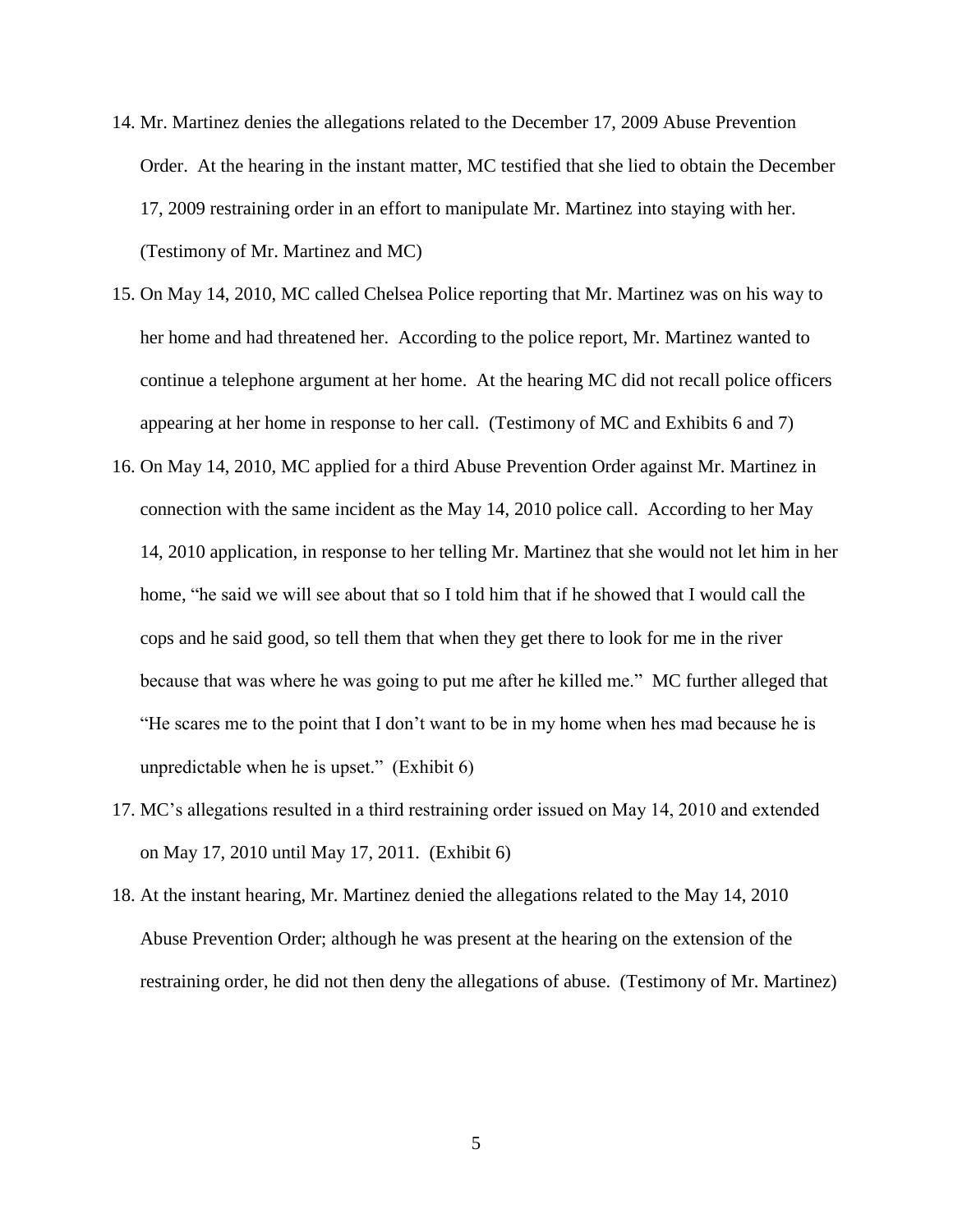14. Mr. Martinez denies the allegations related to the December 17, 2009 Abuse Prevention Order. At the hearing in the instant matter, MC testified that she lied to obtain the December 17, 2009 restraining order in an effort to manipulate Mr. Martinez into staying with her. (Testimony of Mr. Martinez and MC)

15. On May 14, 2010, MC called Chelsea Police reporting that Mr. Martinez was on his way to her home and had threatened her. According to the police report, Mr. Martinez wanted to continue a telephone argument at her home. At the hearing MC did not recall police officers appearing at her home in response to her call. (Testimony of MC and Exhibits 6 and 7)

16. On May 14, 2010, MC applied for a third Abuse Prevention Order against Mr. Martinez in connection with the same incident as the May 14, 2010 police call. According to her May 14, 2010 application, in response to her telling Mr. Martinez that she would not let him in her home, "he said we will see about that so I told him that if he showed that I would call the cops and he said good, so tell them that when they get there to look for me in the river because that was where he was going to put me after he killed me." MC further alleged that "He scares me to the point that I don't want to be in my home when hes mad because he is unpredictable when he is upset." (Exhibit 6)

17. MC's allegations resulted in a third restraining order issued on May 14, 2010 and extended on May 17, 2010 until May 17, 2011. (Exhibit 6)

18. At the instant hearing, Mr. Martinez denied the allegations related to the May 14, 2010 Abuse Prevention Order; although he was present at the hearing on the extension of the restraining order, he did not then deny the allegations of abuse. (Testimony of Mr. Martinez)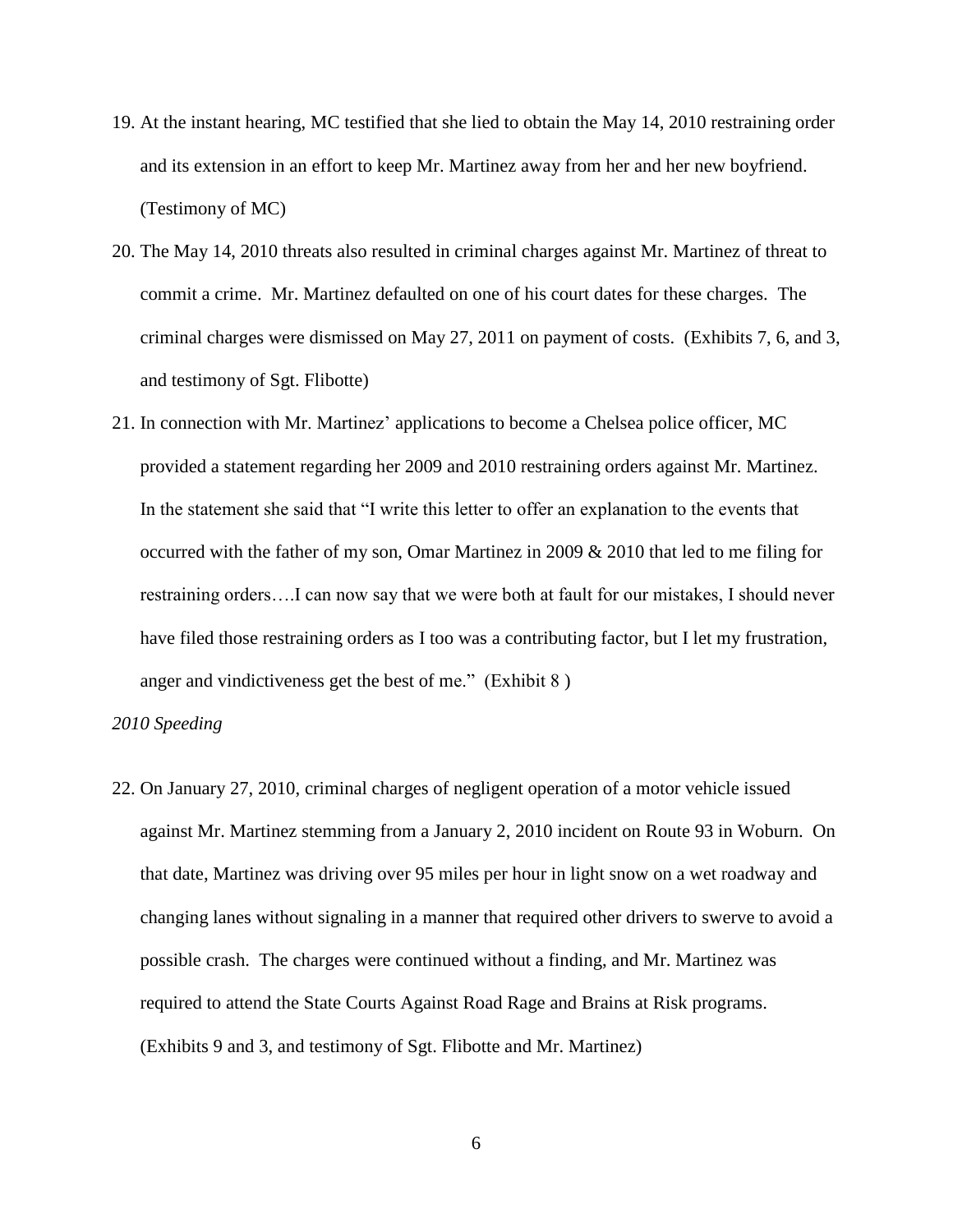19. At the instant hearing, MC testified that she lied to obtain the May 14, 2010 restraining order and its extension in an effort to keep Mr. Martinez away from her and her new boyfriend. (Testimony of MC)

20. The May 14, 2010 threats also resulted in criminal charges against Mr. Martinez of threat to commit a crime. Mr. Martinez defaulted on one of his court dates for these charges. The criminal charges were dismissed on May 27, 2011 on payment of costs. (Exhibits 7, 6, and 3, and testimony of Sgt. Flibotte)

21. In connection with Mr. Martinez' applications to become a Chelsea police officer, MC provided a statement regarding her 2009 and 2010 restraining orders against Mr. Martinez. In the statement she said that "I write this letter to offer an explanation to the events that occurred with the father of my son, Omar Martinez in 2009 & 2010 that led to me filing for restraining orders….I can now say that we were both at fault for our mistakes, I should never have filed those restraining orders as I too was a contributing factor, but I let my frustration, anger and vindictiveness get the best of me." (Exhibit 8 )

*2010 Speeding*

22. On January 27, 2010, criminal charges of negligent operation of a motor vehicle issued against Mr. Martinez stemming from a January 2, 2010 incident on Route 93 in Woburn. On that date, Martinez was driving over 95 miles per hour in light snow on a wet roadway and changing lanes without signaling in a manner that required other drivers to swerve to avoid a possible crash. The charges were continued without a finding, and Mr. Martinez was required to attend the State Courts Against Road Rage and Brains at Risk programs. (Exhibits 9 and 3, and testimony of Sgt. Flibotte and Mr. Martinez)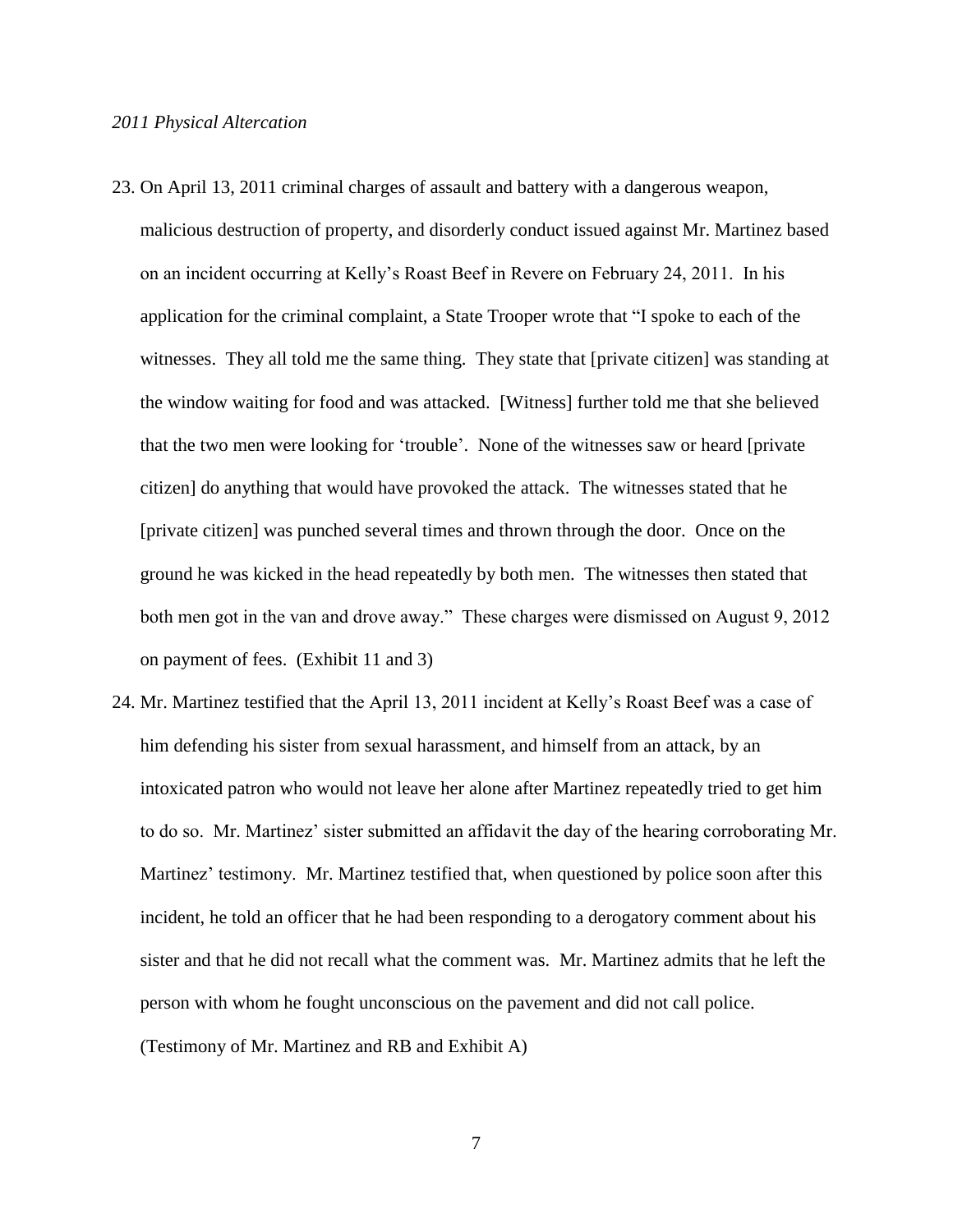*2011 Physical Altercation*

23. On April 13, 2011 criminal charges of assault and battery with a dangerous weapon, malicious destruction of property, and disorderly conduct issued against Mr. Martinez based on an incident occurring at Kelly's Roast Beef in Revere on February 24, 2011. In his application for the criminal complaint, a State Trooper wrote that "I spoke to each of the witnesses. They all told me the same thing. They state that [private citizen] was standing at the window waiting for food and was attacked. [Witness] further told me that she believed that the two men were looking for 'trouble'. None of the witnesses saw or heard [private citizen] do anything that would have provoked the attack. The witnesses stated that he [private citizen] was punched several times and thrown through the door. Once on the ground he was kicked in the head repeatedly by both men. The witnesses then stated that both men got in the van and drove away." These charges were dismissed on August 9, 2012 on payment of fees. (Exhibit 11 and 3)

24. Mr. Martinez testified that the April 13, 2011 incident at Kelly's Roast Beef was a case of him defending his sister from sexual harassment, and himself from an attack, by an intoxicated patron who would not leave her alone after Martinez repeatedly tried to get him to do so. Mr. Martinez' sister submitted an affidavit the day of the hearing corroborating Mr. Martinez' testimony. Mr. Martinez testified that, when questioned by police soon after this incident, he told an officer that he had been responding to a derogatory comment about his sister and that he did not recall what the comment was. Mr. Martinez admits that he left the person with whom he fought unconscious on the pavement and did not call police. (Testimony of Mr. Martinez and RB and Exhibit A)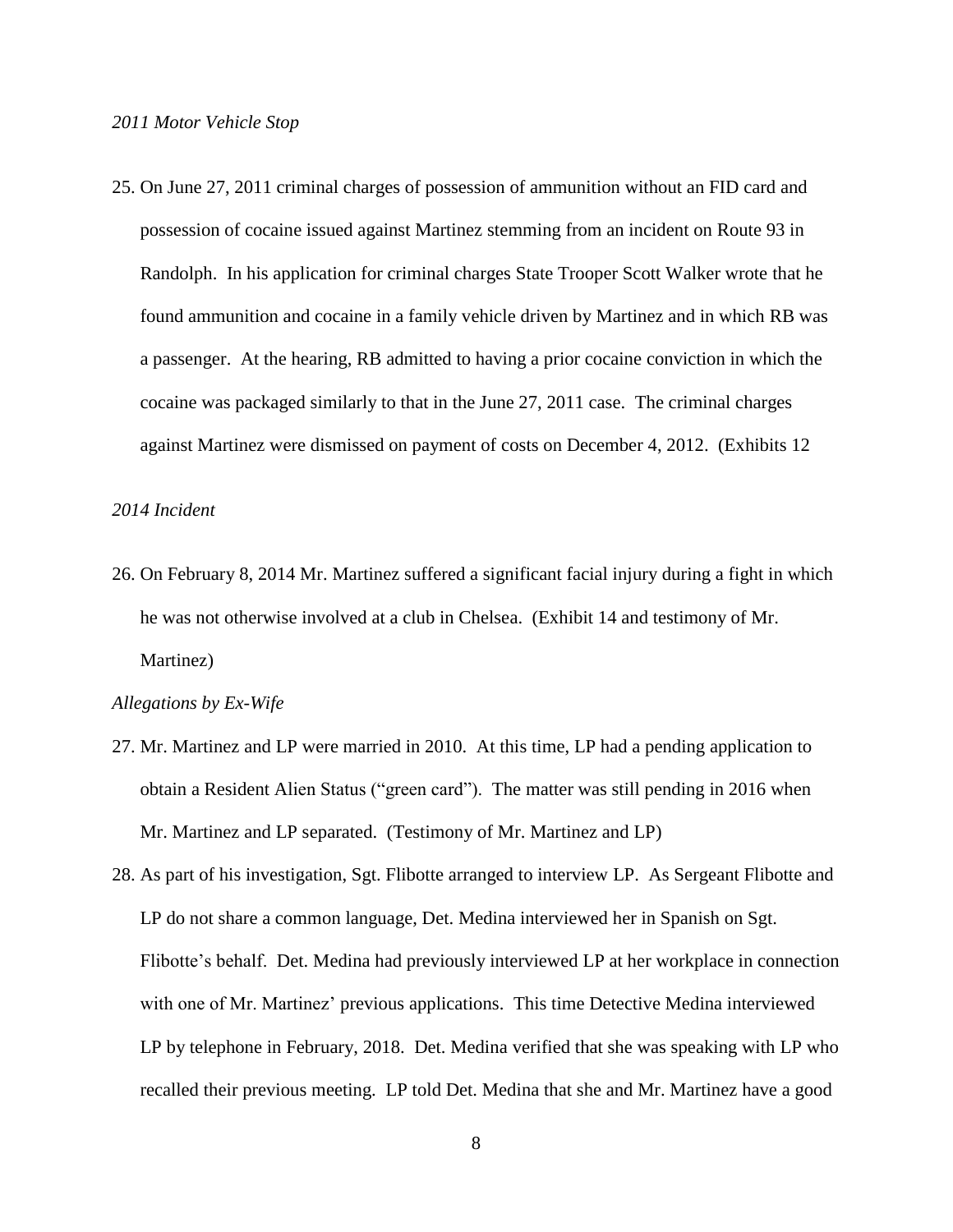*2011 Motor Vehicle Stop*

25. On June 27, 2011 criminal charges of possession of ammunition without an FID card and possession of cocaine issued against Martinez stemming from an incident on Route 93 in Randolph. In his application for criminal charges State Trooper Scott Walker wrote that he found ammunition and cocaine in a family vehicle driven by Martinez and in which RB was a passenger. At the hearing, RB admitted to having a prior cocaine conviction in which the cocaine was packaged similarly to that in the June 27, 2011 case. The criminal charges against Martinez were dismissed on payment of costs on December 4, 2012. (Exhibits 12

*2014 Incident*

26. On February 8, 2014 Mr. Martinez suffered a significant facial injury during a fight in which he was not otherwise involved at a club in Chelsea. (Exhibit 14 and testimony of Mr. Martinez)

*Allegations by Ex-Wife*

27. Mr. Martinez and LP were married in 2010. At this time, LP had a pending application to obtain a Resident Alien Status ("green card"). The matter was still pending in 2016 when Mr. Martinez and LP separated. (Testimony of Mr. Martinez and LP)

28. As part of his investigation, Sgt. Flibotte arranged to interview LP. As Sergeant Flibotte and LP do not share a common language, Det. Medina interviewed her in Spanish on Sgt. Flibotte's behalf. Det. Medina had previously interviewed LP at her workplace in connection with one of Mr. Martinez' previous applications. This time Detective Medina interviewed LP by telephone in February, 2018. Det. Medina verified that she was speaking with LP who recalled their previous meeting. LP told Det. Medina that she and Mr. Martinez have a good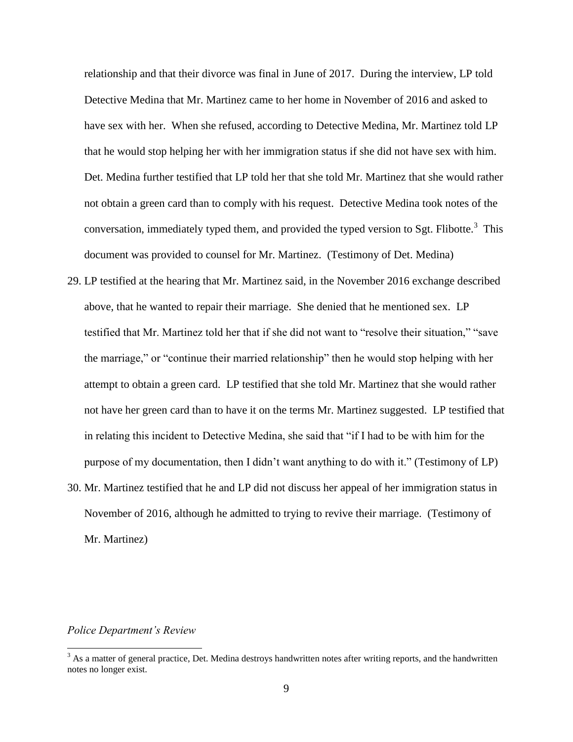relationship and that their divorce was final in June of 2017. During the interview, LP told Detective Medina that Mr. Martinez came to her home in November of 2016 and asked to have sex with her. When she refused, according to Detective Medina, Mr. Martinez told LP that he would stop helping her with her immigration status if she did not have sex with him. Det. Medina further testified that LP told her that she told Mr. Martinez that she would rather not obtain a green card than to comply with his request. Detective Medina took notes of the conversation, immediately typed them, and provided the typed version to Sgt. Flibotte.[3] This document was provided to counsel for Mr. Martinez. (Testimony of Det. Medina)

29. LP testified at the hearing that Mr. Martinez said, in the November 2016 exchange described above, that he wanted to repair their marriage. She denied that he mentioned sex. LP testified that Mr. Martinez told her that if she did not want to "resolve their situation," "save the marriage," or "continue their married relationship" then he would stop helping with her attempt to obtain a green card. LP testified that she told Mr. Martinez that she would rather not have her green card than to have it on the terms Mr. Martinez suggested. LP testified that in relating this incident to Detective Medina, she said that "if I had to be with him for the purpose of my documentation, then I didn't want anything to do with it." (Testimony of LP)

30. Mr. Martinez testified that he and LP did not discuss her appeal of her immigration status in November of 2016, although he admitted to trying to revive their marriage. (Testimony of Mr. Martinez)

*Police Department's Review*

[3] As a matter of general practice, Det. Medina destroys handwritten notes after writing reports, and the handwritten notes no longer exist.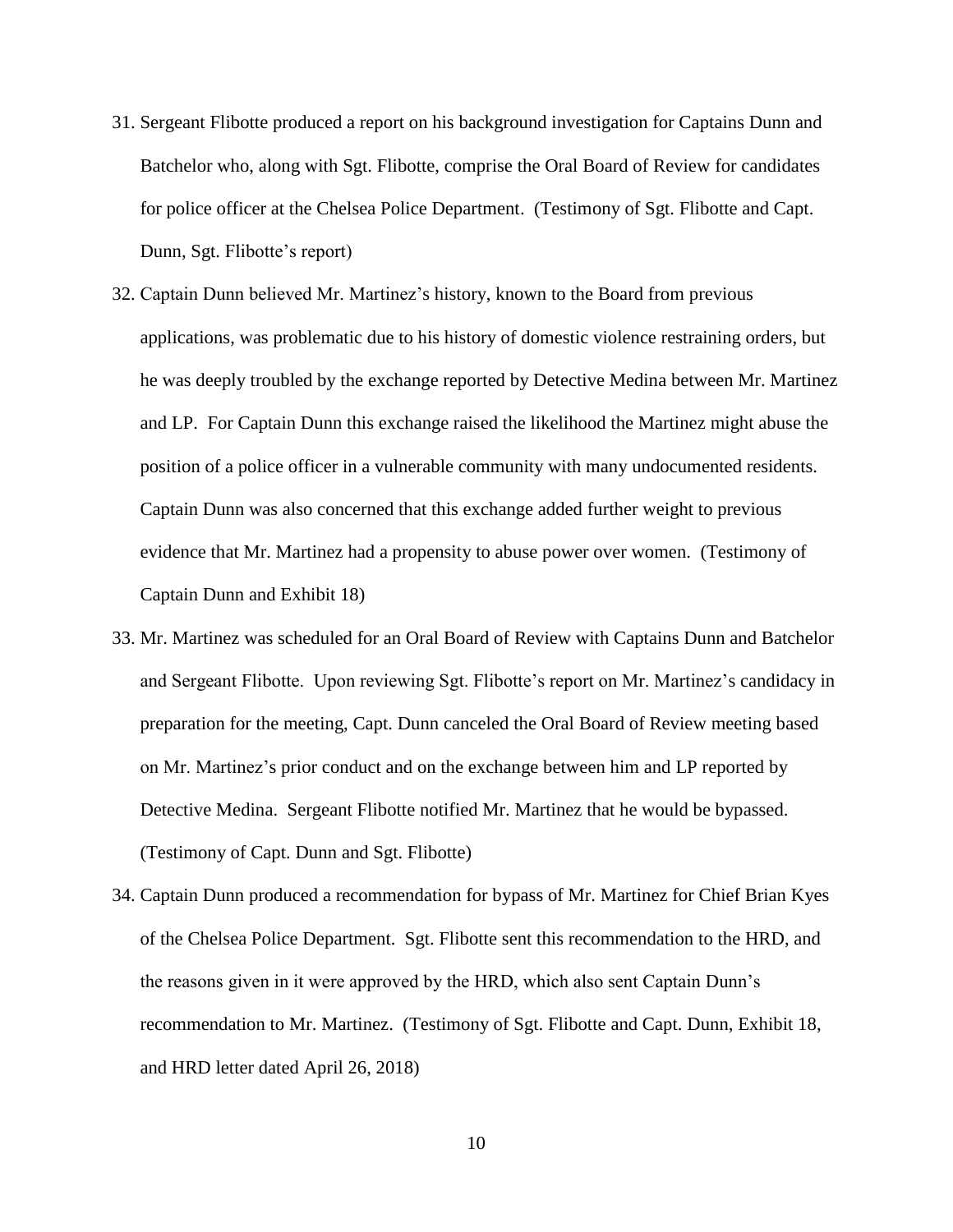31. Sergeant Flibotte produced a report on his background investigation for Captains Dunn and Batchelor who, along with Sgt. Flibotte, comprise the Oral Board of Review for candidates for police officer at the Chelsea Police Department. (Testimony of Sgt. Flibotte and Capt. Dunn, Sgt. Flibotte's report)

32. Captain Dunn believed Mr. Martinez's history, known to the Board from previous applications, was problematic due to his history of domestic violence restraining orders, but he was deeply troubled by the exchange reported by Detective Medina between Mr. Martinez and LP. For Captain Dunn this exchange raised the likelihood the Martinez might abuse the position of a police officer in a vulnerable community with many undocumented residents. Captain Dunn was also concerned that this exchange added further weight to previous evidence that Mr. Martinez had a propensity to abuse power over women. (Testimony of Captain Dunn and Exhibit 18)

33. Mr. Martinez was scheduled for an Oral Board of Review with Captains Dunn and Batchelor and Sergeant Flibotte. Upon reviewing Sgt. Flibotte's report on Mr. Martinez's candidacy in preparation for the meeting, Capt. Dunn canceled the Oral Board of Review meeting based on Mr. Martinez's prior conduct and on the exchange between him and LP reported by Detective Medina. Sergeant Flibotte notified Mr. Martinez that he would be bypassed. (Testimony of Capt. Dunn and Sgt. Flibotte)

34. Captain Dunn produced a recommendation for bypass of Mr. Martinez for Chief Brian Kyes of the Chelsea Police Department. Sgt. Flibotte sent this recommendation to the HRD, and the reasons given in it were approved by the HRD, which also sent Captain Dunn's recommendation to Mr. Martinez. (Testimony of Sgt. Flibotte and Capt. Dunn, Exhibit 18, and HRD letter dated April 26, 2018)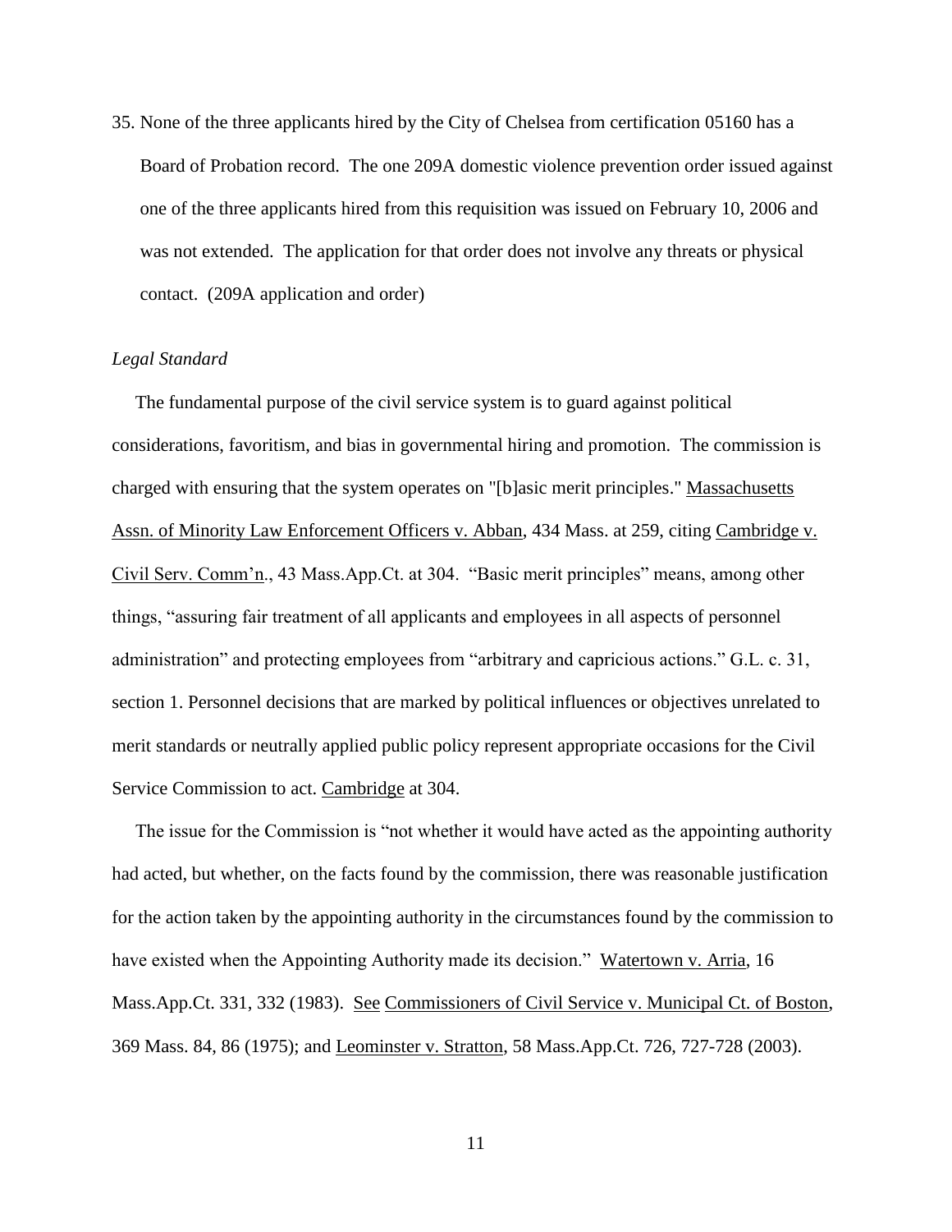35. None of the three applicants hired by the City of Chelsea from certification 05160 has a Board of Probation record. The one 209A domestic violence prevention order issued against one of the three applicants hired from this requisition was issued on February 10, 2006 and was not extended. The application for that order does not involve any threats or physical contact. (209A application and order)

*Legal Standard*

The fundamental purpose of the civil service system is to guard against political considerations, favoritism, and bias in governmental hiring and promotion. The commission is charged with ensuring that the system operates on "[b]asic merit principles." Massachusetts Assn. of Minority Law Enforcement Officers v. Abban, 434 Mass. at 259, citing Cambridge v. Civil Serv. Comm'n., 43 Mass.App.Ct. at 304. "Basic merit principles" means, among other things, "assuring fair treatment of all applicants and employees in all aspects of personnel administration" and protecting employees from "arbitrary and capricious actions." G.L. c. 31, section 1. Personnel decisions that are marked by political influences or objectives unrelated to merit standards or neutrally applied public policy represent appropriate occasions for the Civil Service Commission to act. Cambridge at 304.

The issue for the Commission is "not whether it would have acted as the appointing authority had acted, but whether, on the facts found by the commission, there was reasonable justification for the action taken by the appointing authority in the circumstances found by the commission to have existed when the Appointing Authority made its decision." Watertown v. Arria, 16 Mass.App.Ct. 331, 332 (1983). See Commissioners of Civil Service v. Municipal Ct. of Boston, 369 Mass. 84, 86 (1975); and Leominster v. Stratton, 58 Mass.App.Ct. 726, 727-728 (2003).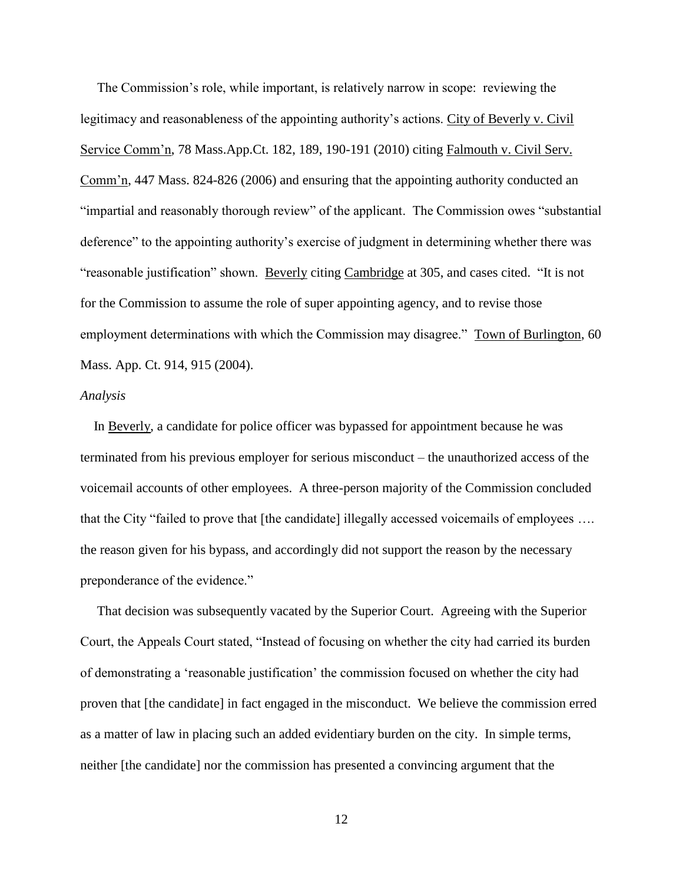The Commission's role, while important, is relatively narrow in scope: reviewing the legitimacy and reasonableness of the appointing authority's actions. City of Beverly v. Civil Service Comm'n, 78 Mass.App.Ct. 182, 189, 190-191 (2010) citing Falmouth v. Civil Serv. Comm'n, 447 Mass. 824-826 (2006) and ensuring that the appointing authority conducted an "impartial and reasonably thorough review" of the applicant. The Commission owes "substantial deference" to the appointing authority's exercise of judgment in determining whether there was "reasonable justification" shown. Beverly citing Cambridge at 305, and cases cited. "It is not for the Commission to assume the role of super appointing agency, and to revise those employment determinations with which the Commission may disagree." Town of Burlington, 60 Mass. App. Ct. 914, 915 (2004).

*Analysis*

In Beverly, a candidate for police officer was bypassed for appointment because he was terminated from his previous employer for serious misconduct – the unauthorized access of the voicemail accounts of other employees. A three-person majority of the Commission concluded that the City "failed to prove that [the candidate] illegally accessed voicemails of employees …. the reason given for his bypass, and accordingly did not support the reason by the necessary preponderance of the evidence."

That decision was subsequently vacated by the Superior Court. Agreeing with the Superior Court, the Appeals Court stated, "Instead of focusing on whether the city had carried its burden of demonstrating a 'reasonable justification' the commission focused on whether the city had proven that [the candidate] in fact engaged in the misconduct. We believe the commission erred as a matter of law in placing such an added evidentiary burden on the city. In simple terms, neither [the candidate] nor the commission has presented a convincing argument that the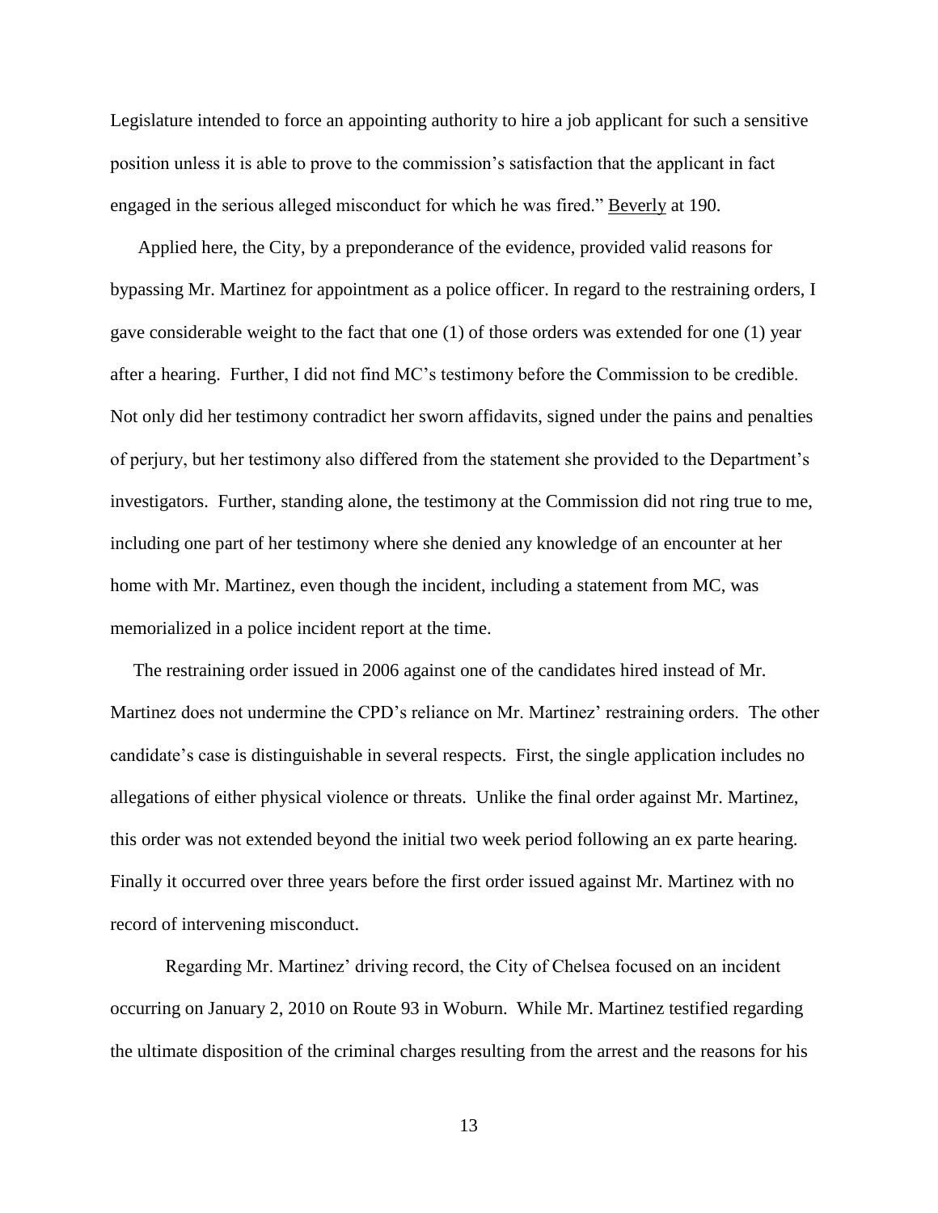Legislature intended to force an appointing authority to hire a job applicant for such a sensitive position unless it is able to prove to the commission's satisfaction that the applicant in fact engaged in the serious alleged misconduct for which he was fired." Beverly at 190.

Applied here, the City, by a preponderance of the evidence, provided valid reasons for bypassing Mr. Martinez for appointment as a police officer. In regard to the restraining orders, I gave considerable weight to the fact that one (1) of those orders was extended for one (1) year after a hearing. Further, I did not find MC's testimony before the Commission to be credible. Not only did her testimony contradict her sworn affidavits, signed under the pains and penalties of perjury, but her testimony also differed from the statement she provided to the Department's investigators. Further, standing alone, the testimony at the Commission did not ring true to me, including one part of her testimony where she denied any knowledge of an encounter at her home with Mr. Martinez, even though the incident, including a statement from MC, was memorialized in a police incident report at the time.

The restraining order issued in 2006 against one of the candidates hired instead of Mr. Martinez does not undermine the CPD's reliance on Mr. Martinez' restraining orders. The other candidate's case is distinguishable in several respects. First, the single application includes no allegations of either physical violence or threats. Unlike the final order against Mr. Martinez, this order was not extended beyond the initial two week period following an ex parte hearing. Finally it occurred over three years before the first order issued against Mr. Martinez with no record of intervening misconduct.

Regarding Mr. Martinez' driving record, the City of Chelsea focused on an incident occurring on January 2, 2010 on Route 93 in Woburn. While Mr. Martinez testified regarding the ultimate disposition of the criminal charges resulting from the arrest and the reasons for his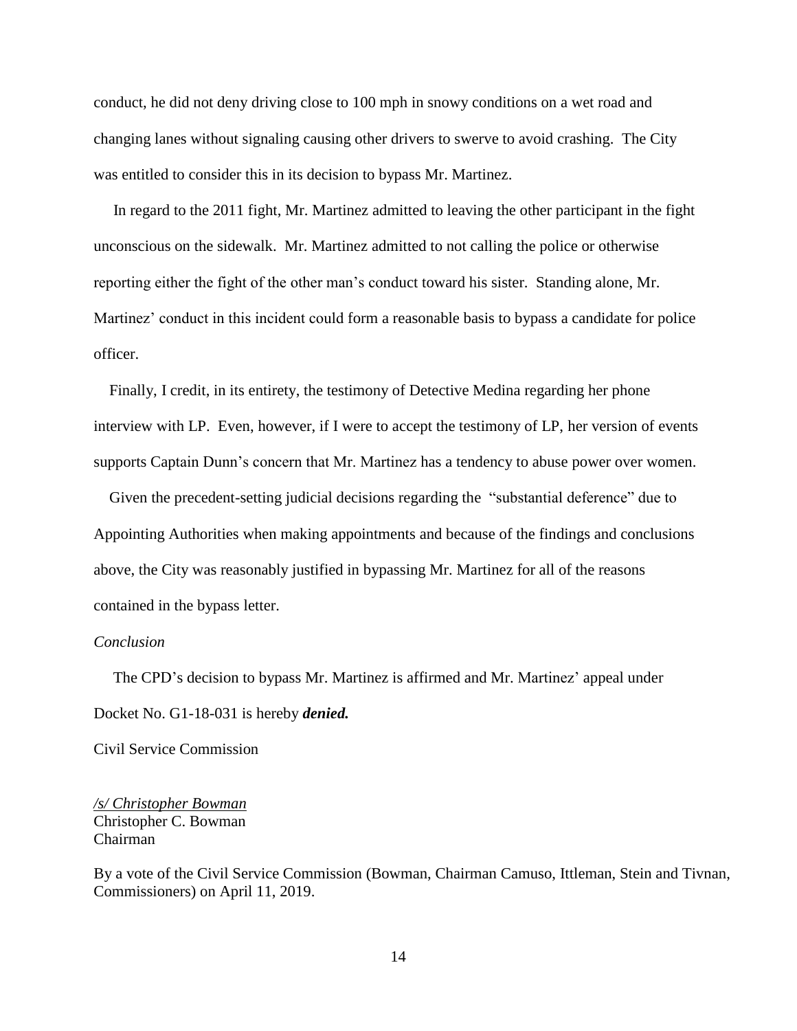conduct, he did not deny driving close to 100 mph in snowy conditions on a wet road and changing lanes without signaling causing other drivers to swerve to avoid crashing. The City was entitled to consider this in its decision to bypass Mr. Martinez.

In regard to the 2011 fight, Mr. Martinez admitted to leaving the other participant in the fight unconscious on the sidewalk. Mr. Martinez admitted to not calling the police or otherwise reporting either the fight of the other man's conduct toward his sister. Standing alone, Mr. Martinez' conduct in this incident could form a reasonable basis to bypass a candidate for police officer.

Finally, I credit, in its entirety, the testimony of Detective Medina regarding her phone interview with LP. Even, however, if I were to accept the testimony of LP, her version of events supports Captain Dunn's concern that Mr. Martinez has a tendency to abuse power over women.

Given the precedent-setting judicial decisions regarding the "substantial deference" due to Appointing Authorities when making appointments and because of the findings and conclusions above, the City was reasonably justified in bypassing Mr. Martinez for all of the reasons contained in the bypass letter.

*Conclusion*

The CPD's decision to bypass Mr. Martinez is affirmed and Mr. Martinez' appeal under Docket No. G1-18-031 is hereby ***denied.***

Civil Service Commission

*/s/ Christopher Bowman*
Christopher C. Bowman
Chairman

By a vote of the Civil Service Commission (Bowman, Chairman Camuso, Ittleman, Stein and Tivnan, Commissioners) on April 11, 2019.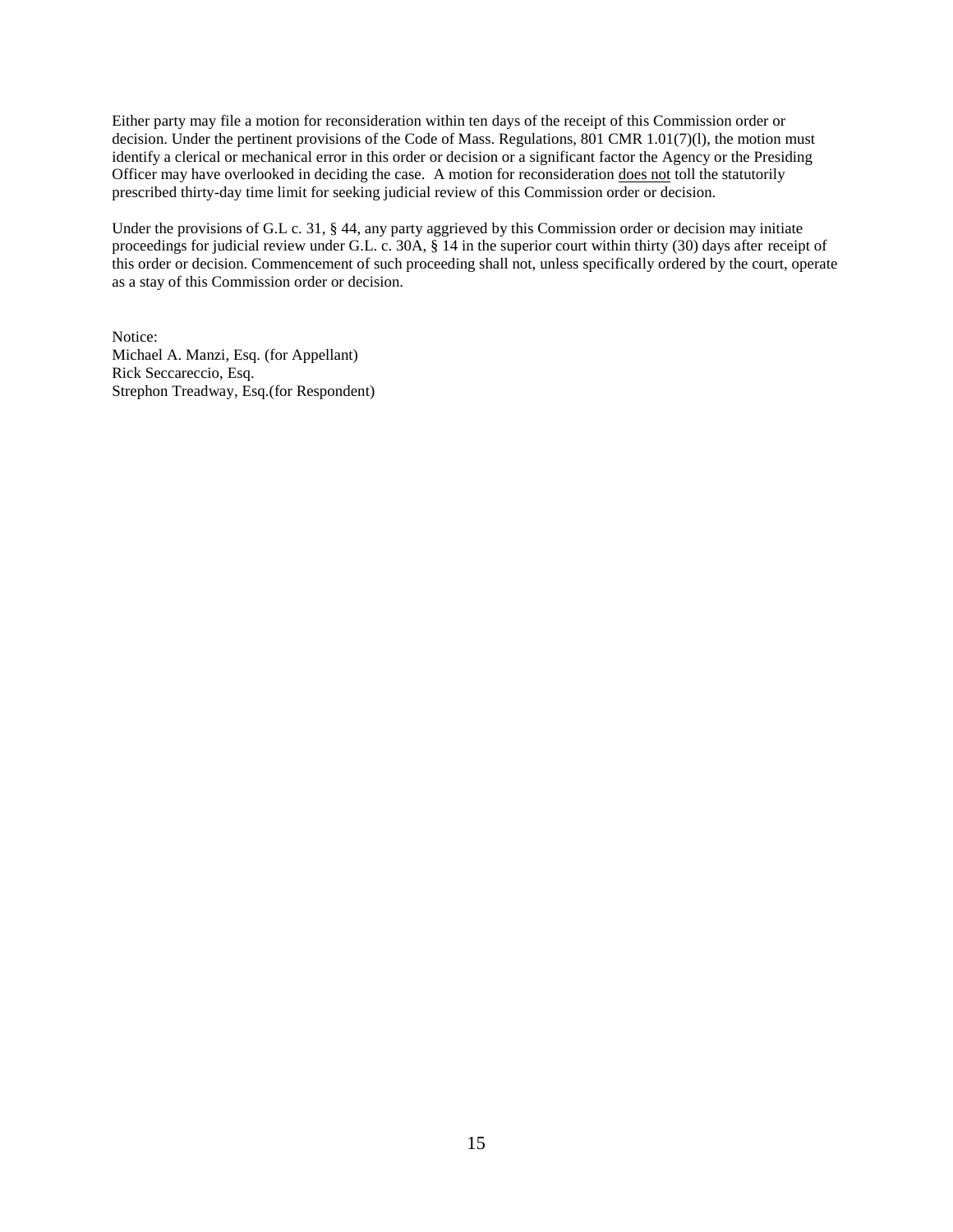Either party may file a motion for reconsideration within ten days of the receipt of this Commission order or decision. Under the pertinent provisions of the Code of Mass. Regulations, 801 CMR 1.01(7)(l), the motion must identify a clerical or mechanical error in this order or decision or a significant factor the Agency or the Presiding Officer may have overlooked in deciding the case. A motion for reconsideration does not toll the statutorily prescribed thirty-day time limit for seeking judicial review of this Commission order or decision.

Under the provisions of G.L c. 31, § 44, any party aggrieved by this Commission order or decision may initiate proceedings for judicial review under G.L. c. 30A, § 14 in the superior court within thirty (30) days after receipt of this order or decision. Commencement of such proceeding shall not, unless specifically ordered by the court, operate as a stay of this Commission order or decision.

Notice:
Michael A. Manzi, Esq. (for Appellant)
Rick Seccareccio, Esq.
Strephon Treadway, Esq.(for Respondent)